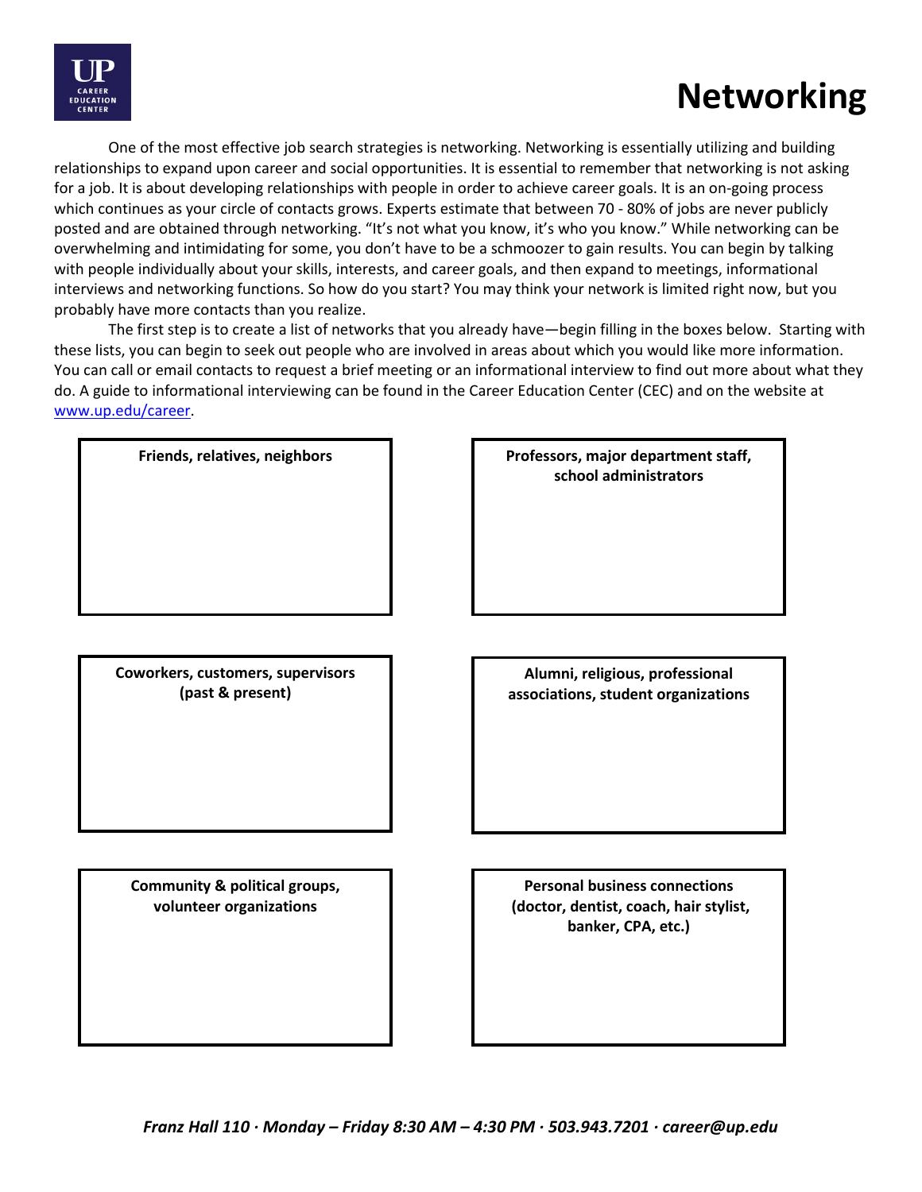# Networking

One of the most effective job search strategies is networking. Networking is essentially utilizing and building relationships to expand upon career and social opportunities. It is essential to remember that networking is not asking for a job. It is about developing relationships with people in order to achieve career goals. It is an on-going process which continues as your circle of contacts grows. Experts estimate that between 70 - 80% of jobs are never publicly posted and are obtained through networking. "It's not what you know, it's who you know." While networking can be overwhelming and intimidating for some, you don't have to be a schmoozer to gain results. You can begin by talking with people individually about your skills, interests, and career goals, and then expand to meetings, informational interviews and networking functions. So how do you start? You may think your network is limited right now, but you probably have more contacts than you realize.

The first step is to create a list of networks that you already have—begin filling in the boxes below. Starting with these lists, you can begin to seek out people who are involved in areas about which you would like more information. You can call or email contacts to request a brief meeting or an informational interview to find out more about what they do. A guide to informational interviewing can be found in the Career Education Center (CEC) and on the website at www.up.edu/career.

**Friends, relatives, neighbors**

**Professors, major department staff, school administrators**

**Coworkers, customers, supervisors (past & present)**

**Alumni, religious, professional associations, student organizations**

**Community & political groups, volunteer organizations**

**Personal business connections (doctor, dentist, coach, hair stylist, banker, CPA, etc.)**

*Franz Hall 110 · Monday – Friday 8:30 AM – 4:30 PM · 503.943.7201 · career@up.edu*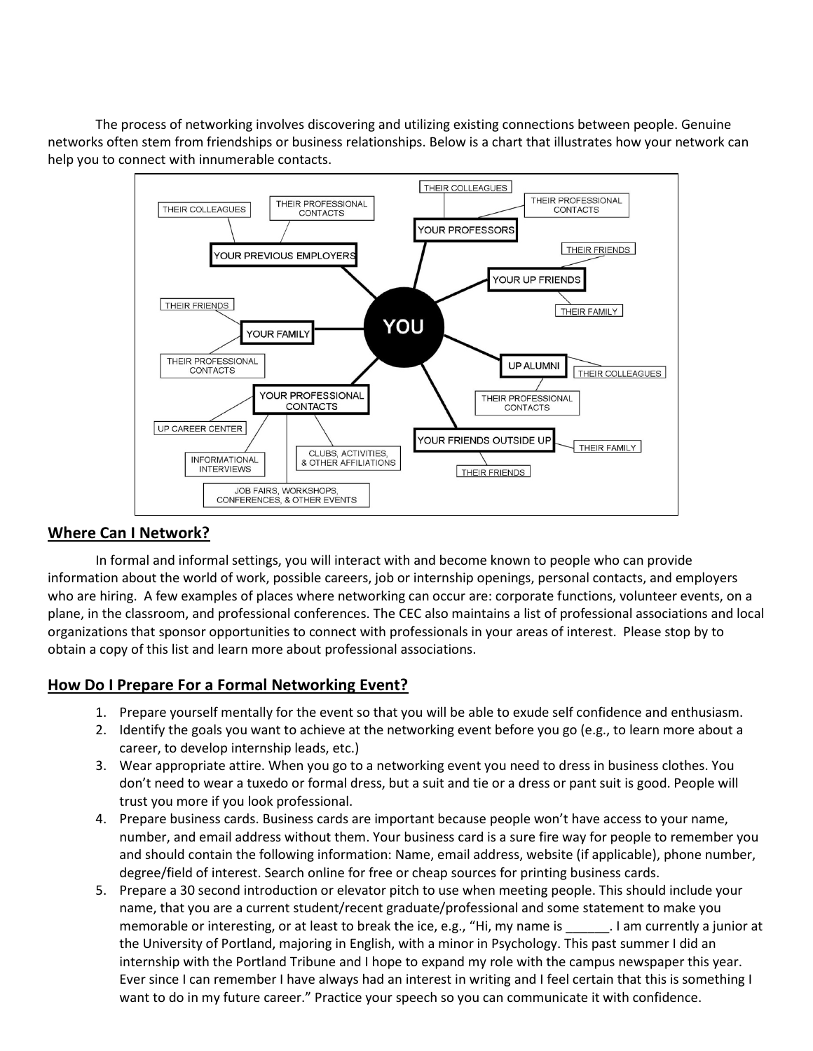The process of networking involves discovering and utilizing existing connections between people. Genuine networks often stem from friendships or business relationships. Below is a chart that illustrates how your network can help you to connect with innumerable contacts.

## Where Can I Network?

In formal and informal settings, you will interact with and become known to people who can provide information about the world of work, possible careers, job or internship openings, personal contacts, and employers who are hiring. A few examples of places where networking can occur are: corporate functions, volunteer events, on a plane, in the classroom, and professional conferences. The CEC also maintains a list of professional associations and local organizations that sponsor opportunities to connect with professionals in your areas of interest. Please stop by to obtain a copy of this list and learn more about professional associations.

## How Do I Prepare For a Formal Networking Event?

1. Prepare yourself mentally for the event so that you will be able to exude self confidence and enthusiasm.
2. Identify the goals you want to achieve at the networking event before you go (e.g., to learn more about a career, to develop internship leads, etc.)
3. Wear appropriate attire. When you go to a networking event you need to dress in business clothes. You don't need to wear a tuxedo or formal dress, but a suit and tie or a dress or pant suit is good. People will trust you more if you look professional.
4. Prepare business cards. Business cards are important because people won't have access to your name, number, and email address without them. Your business card is a sure fire way for people to remember you and should contain the following information: Name, email address, website (if applicable), phone number, degree/field of interest. Search online for free or cheap sources for printing business cards.
5. Prepare a 30 second introduction or elevator pitch to use when meeting people. This should include your name, that you are a current student/recent graduate/professional and some statement to make you memorable or interesting, or at least to break the ice, e.g., "Hi, my name is ______. I am currently a junior at the University of Portland, majoring in English, with a minor in Psychology. This past summer I did an internship with the Portland Tribune and I hope to expand my role with the campus newspaper this year. Ever since I can remember I have always had an interest in writing and I feel certain that this is something I want to do in my future career." Practice your speech so you can communicate it with confidence.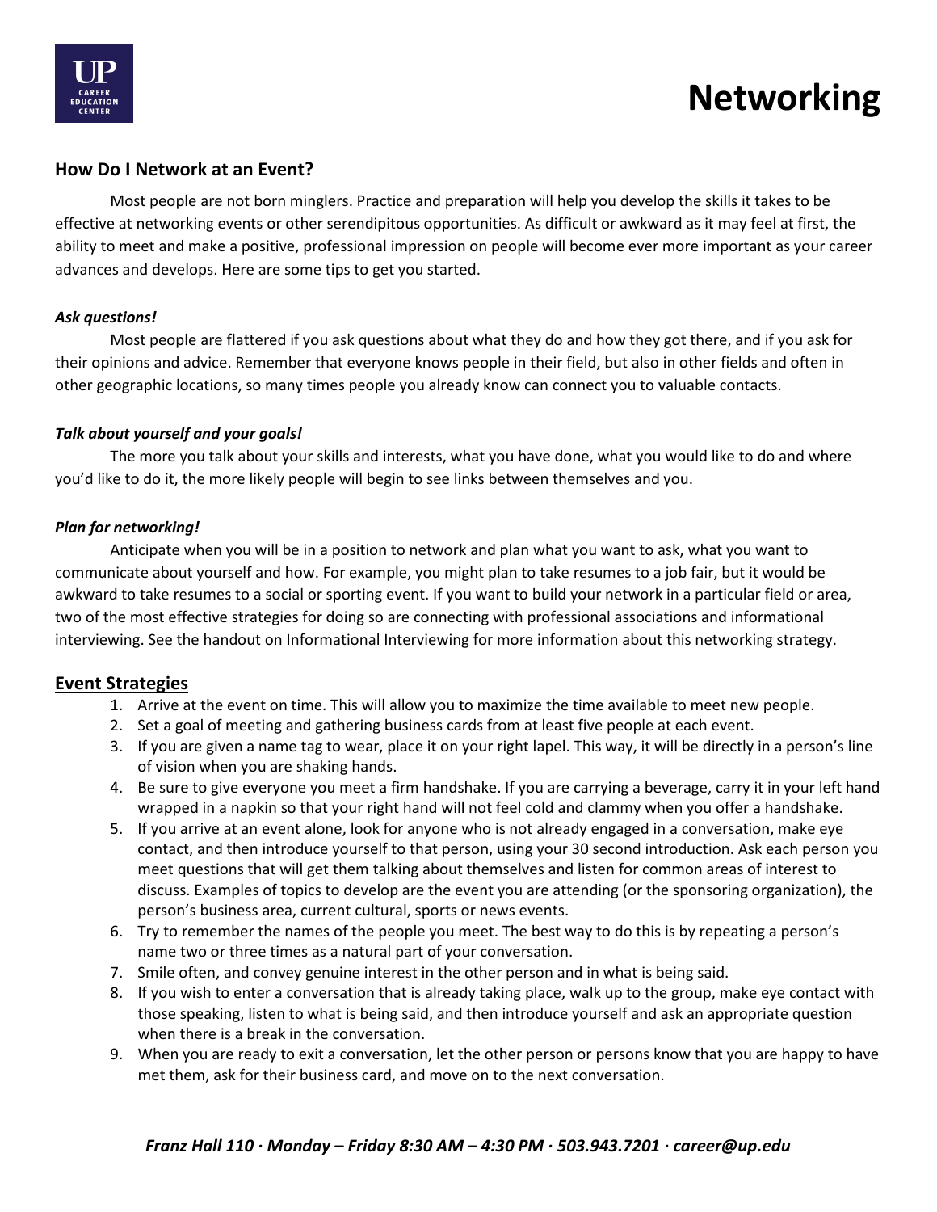# Networking

## How Do I Network at an Event?

Most people are not born minglers. Practice and preparation will help you develop the skills it takes to be effective at networking events or other serendipitous opportunities. As difficult or awkward as it may feel at first, the ability to meet and make a positive, professional impression on people will become ever more important as your career advances and develops. Here are some tips to get you started.

***Ask questions!***

Most people are flattered if you ask questions about what they do and how they got there, and if you ask for their opinions and advice. Remember that everyone knows people in their field, but also in other fields and often in other geographic locations, so many times people you already know can connect you to valuable contacts.

***Talk about yourself and your goals!***

The more you talk about your skills and interests, what you have done, what you would like to do and where you'd like to do it, the more likely people will begin to see links between themselves and you.

***Plan for networking!***

Anticipate when you will be in a position to network and plan what you want to ask, what you want to communicate about yourself and how. For example, you might plan to take resumes to a job fair, but it would be awkward to take resumes to a social or sporting event. If you want to build your network in a particular field or area, two of the most effective strategies for doing so are connecting with professional associations and informational interviewing. See the handout on Informational Interviewing for more information about this networking strategy.

## Event Strategies

1. Arrive at the event on time. This will allow you to maximize the time available to meet new people.
2. Set a goal of meeting and gathering business cards from at least five people at each event.
3. If you are given a name tag to wear, place it on your right lapel. This way, it will be directly in a person's line of vision when you are shaking hands.
4. Be sure to give everyone you meet a firm handshake. If you are carrying a beverage, carry it in your left hand wrapped in a napkin so that your right hand will not feel cold and clammy when you offer a handshake.
5. If you arrive at an event alone, look for anyone who is not already engaged in a conversation, make eye contact, and then introduce yourself to that person, using your 30 second introduction. Ask each person you meet questions that will get them talking about themselves and listen for common areas of interest to discuss. Examples of topics to develop are the event you are attending (or the sponsoring organization), the person's business area, current cultural, sports or news events.
6. Try to remember the names of the people you meet. The best way to do this is by repeating a person's name two or three times as a natural part of your conversation.
7. Smile often, and convey genuine interest in the other person and in what is being said.
8. If you wish to enter a conversation that is already taking place, walk up to the group, make eye contact with those speaking, listen to what is being said, and then introduce yourself and ask an appropriate question when there is a break in the conversation.
9. When you are ready to exit a conversation, let the other person or persons know that you are happy to have met them, ask for their business card, and move on to the next conversation.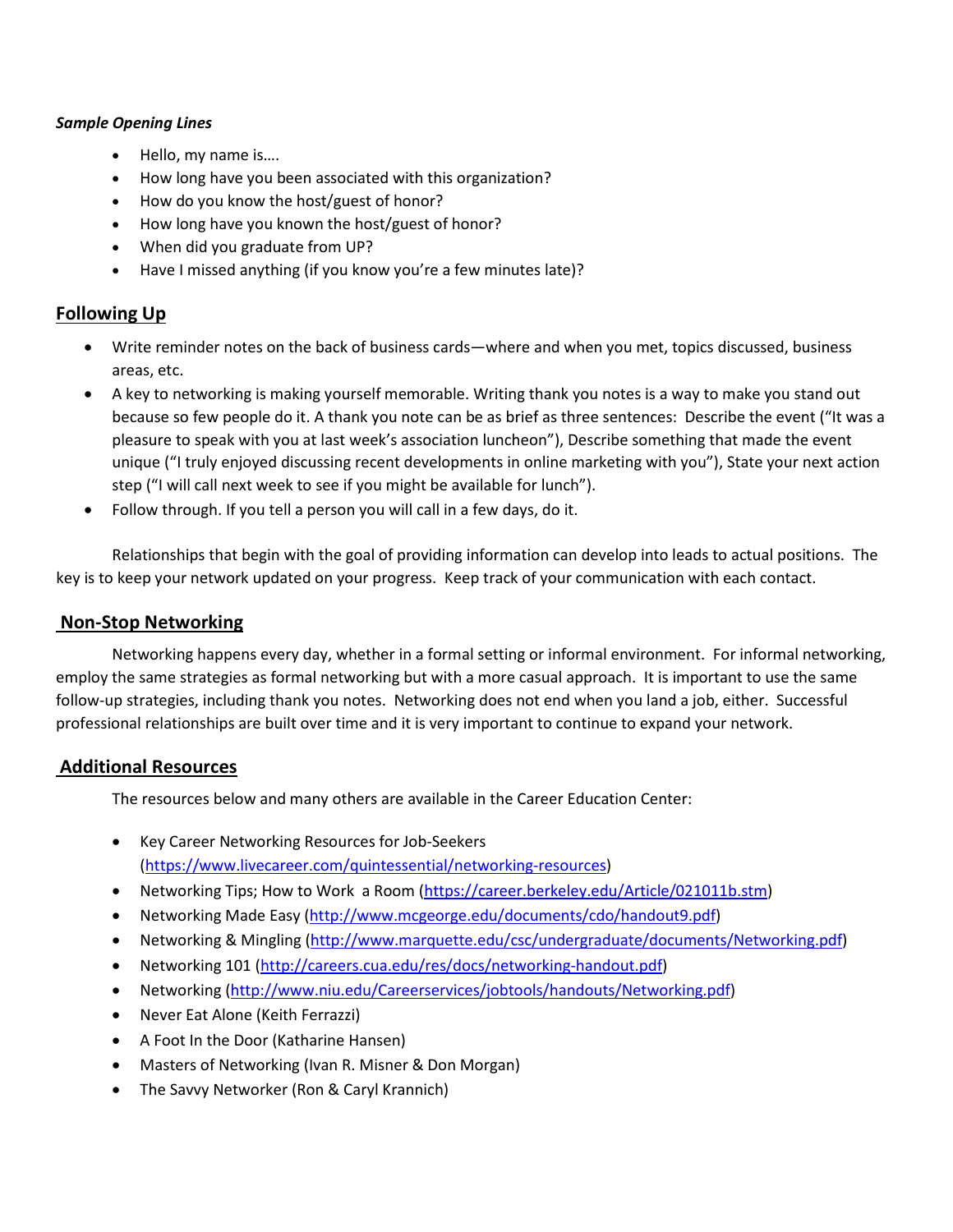***Sample Opening Lines***

- Hello, my name is….
- How long have you been associated with this organization?
- How do you know the host/guest of honor?
- How long have you known the host/guest of honor?
- When did you graduate from UP?
- Have I missed anything (if you know you're a few minutes late)?

## Following Up

- Write reminder notes on the back of business cards—where and when you met, topics discussed, business areas, etc.
- A key to networking is making yourself memorable. Writing thank you notes is a way to make you stand out because so few people do it. A thank you note can be as brief as three sentences: Describe the event ("It was a pleasure to speak with you at last week's association luncheon"), Describe something that made the event unique ("I truly enjoyed discussing recent developments in online marketing with you"), State your next action step ("I will call next week to see if you might be available for lunch").
- Follow through. If you tell a person you will call in a few days, do it.

Relationships that begin with the goal of providing information can develop into leads to actual positions. The key is to keep your network updated on your progress. Keep track of your communication with each contact.

## Non-Stop Networking

Networking happens every day, whether in a formal setting or informal environment. For informal networking, employ the same strategies as formal networking but with a more casual approach. It is important to use the same follow-up strategies, including thank you notes. Networking does not end when you land a job, either. Successful professional relationships are built over time and it is very important to continue to expand your network.

## Additional Resources

The resources below and many others are available in the Career Education Center:

- Key Career Networking Resources for Job-Seekers (https://www.livecareer.com/quintessential/networking-resources)
- Networking Tips; How to Work a Room (https://career.berkeley.edu/Article/021011b.stm)
- Networking Made Easy (http://www.mcgeorge.edu/documents/cdo/handout9.pdf)
- Networking & Mingling (http://www.marquette.edu/csc/undergraduate/documents/Networking.pdf)
- Networking 101 (http://careers.cua.edu/res/docs/networking-handout.pdf)
- Networking (http://www.niu.edu/Careerservices/jobtools/handouts/Networking.pdf)
- Never Eat Alone (Keith Ferrazzi)
- A Foot In the Door (Katharine Hansen)
- Masters of Networking (Ivan R. Misner & Don Morgan)
- The Savvy Networker (Ron & Caryl Krannich)